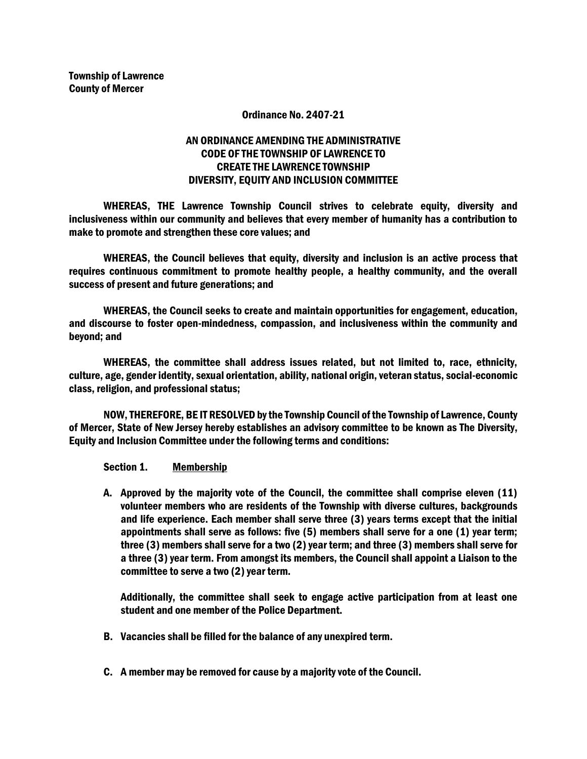**Township of Lawrence**
**County of Mercer**

**Ordinance No. 2407-21**

# AN ORDINANCE AMENDING THE ADMINISTRATIVE CODE OF THE TOWNSHIP OF LAWRENCE TO CREATE THE LAWRENCE TOWNSHIP DIVERSITY, EQUITY AND INCLUSION COMMITTEE

**WHEREAS, THE Lawrence Township Council strives to celebrate equity, diversity and inclusiveness within our community and believes that every member of humanity has a contribution to make to promote and strengthen these core values; and**

**WHEREAS, the Council believes that equity, diversity and inclusion is an active process that requires continuous commitment to promote healthy people, a healthy community, and the overall success of present and future generations; and**

**WHEREAS, the Council seeks to create and maintain opportunities for engagement, education, and discourse to foster open-mindedness, compassion, and inclusiveness within the community and beyond; and**

**WHEREAS, the committee shall address issues related, but not limited to, race, ethnicity, culture, age, gender identity, sexual orientation, ability, national origin, veteran status, social-economic class, religion, and professional status;**

**NOW, THEREFORE, BE IT RESOLVED by the Township Council of the Township of Lawrence, County of Mercer, State of New Jersey hereby establishes an advisory committee to be known as The Diversity, Equity and Inclusion Committee under the following terms and conditions:**

**Section 1. <u>Membership</u>**

**A. Approved by the majority vote of the Council, the committee shall comprise eleven (11) volunteer members who are residents of the Township with diverse cultures, backgrounds and life experience. Each member shall serve three (3) years terms except that the initial appointments shall serve as follows: five (5) members shall serve for a one (1) year term; three (3) members shall serve for a two (2) year term; and three (3) members shall serve for a three (3) year term. From amongst its members, the Council shall appoint a Liaison to the committee to serve a two (2) year term.**

**Additionally, the committee shall seek to engage active participation from at least one student and one member of the Police Department.**

**B. Vacancies shall be filled for the balance of any unexpired term.**

**C. A member may be removed for cause by a majority vote of the Council.**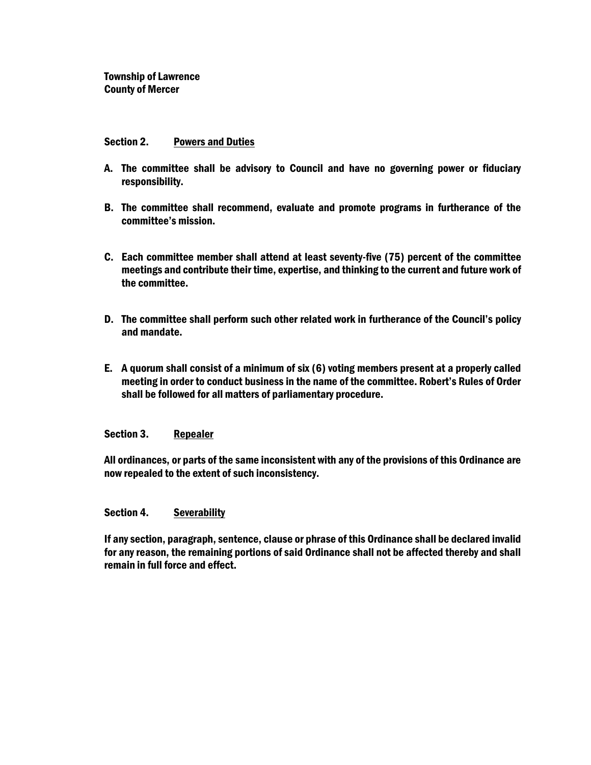**Township of Lawrence**
**County of Mercer**

**Section 2. Powers and Duties**

A. The committee shall be advisory to Council and have no governing power or fiduciary responsibility.

B. The committee shall recommend, evaluate and promote programs in furtherance of the committee's mission.

C. Each committee member shall attend at least seventy-five (75) percent of the committee meetings and contribute their time, expertise, and thinking to the current and future work of the committee.

D. The committee shall perform such other related work in furtherance of the Council's policy and mandate.

E. A quorum shall consist of a minimum of six (6) voting members present at a properly called meeting in order to conduct business in the name of the committee. Robert's Rules of Order shall be followed for all matters of parliamentary procedure.

**Section 3. Repealer**

All ordinances, or parts of the same inconsistent with any of the provisions of this Ordinance are now repealed to the extent of such inconsistency.

**Section 4. Severability**

If any section, paragraph, sentence, clause or phrase of this Ordinance shall be declared invalid for any reason, the remaining portions of said Ordinance shall not be affected thereby and shall remain in full force and effect.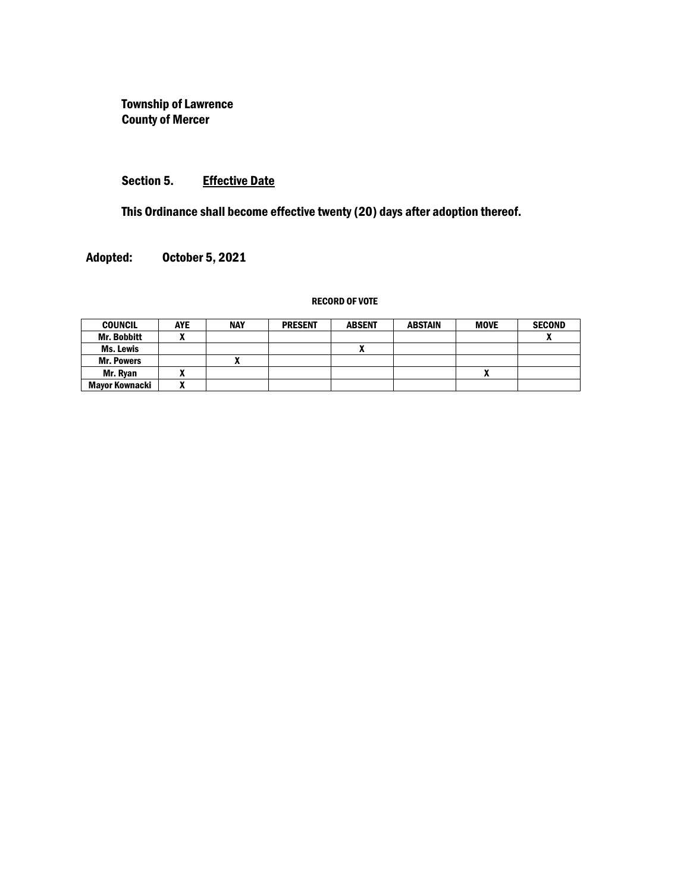Township of Lawrence
County of Mercer

## Section 5. Effective Date

This Ordinance shall become effective twenty (20) days after adoption thereof.

**Adopted:** October 5, 2021

**RECORD OF VOTE**

| COUNCIL | AYE | NAY | PRESENT | ABSENT | ABSTAIN | MOVE | SECOND |
|---|---|---|---|---|---|---|---|
| Mr. Bobbitt | X | | | | | | X |
| Ms. Lewis | | | | X | | | |
| Mr. Powers | | X | | | | | |
| Mr. Ryan | X | | | | | X | |
| Mayor Kownacki | X | | | | | | |